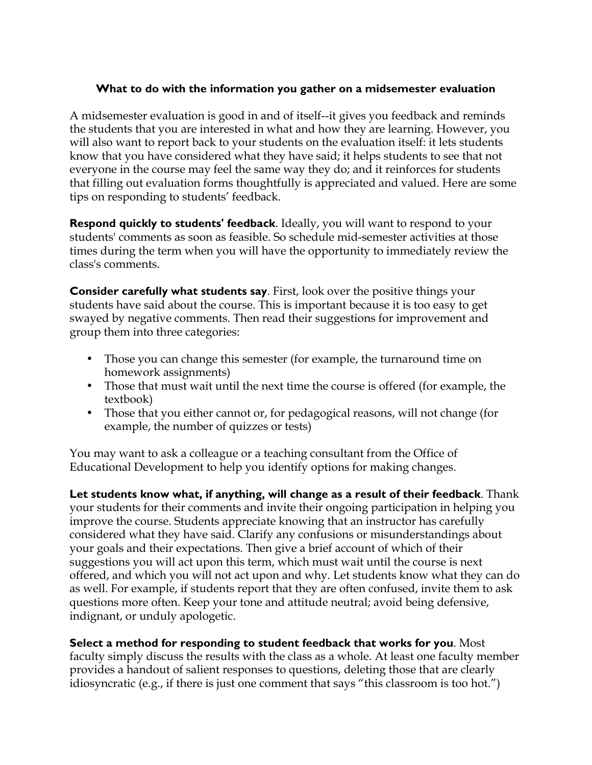### What to do with the information you gather on a midsemester evaluation

A midsemester evaluation is good in and of itself--it gives you feedback and reminds the students that you are interested in what and how they are learning. However, you will also want to report back to your students on the evaluation itself: it lets students know that you have considered what they have said; it helps students to see that not everyone in the course may feel the same way they do; and it reinforces for students that filling out evaluation forms thoughtfully is appreciated and valued. Here are some tips on responding to students' feedback.

**Respond quickly to students' feedback**. Ideally, you will want to respond to your students' comments as soon as feasible. So schedule mid-semester activities at those times during the term when you will have the opportunity to immediately review the class's comments.

**Consider carefully what students say**. First, look over the positive things your students have said about the course. This is important because it is too easy to get swayed by negative comments. Then read their suggestions for improvement and group them into three categories:

- Those you can change this semester (for example, the turnaround time on homework assignments)
- Those that must wait until the next time the course is offered (for example, the textbook)
- Those that you either cannot or, for pedagogical reasons, will not change (for example, the number of quizzes or tests)

You may want to ask a colleague or a teaching consultant from the Office of Educational Development to help you identify options for making changes.

**Let students know what, if anything, will change as a result of their feedback**. Thank your students for their comments and invite their ongoing participation in helping you improve the course. Students appreciate knowing that an instructor has carefully considered what they have said. Clarify any confusions or misunderstandings about your goals and their expectations. Then give a brief account of which of their suggestions you will act upon this term, which must wait until the course is next offered, and which you will not act upon and why. Let students know what they can do as well. For example, if students report that they are often confused, invite them to ask questions more often. Keep your tone and attitude neutral; avoid being defensive, indignant, or unduly apologetic.

**Select a method for responding to student feedback that works for you**. Most faculty simply discuss the results with the class as a whole. At least one faculty member provides a handout of salient responses to questions, deleting those that are clearly idiosyncratic (e.g., if there is just one comment that says "this classroom is too hot.")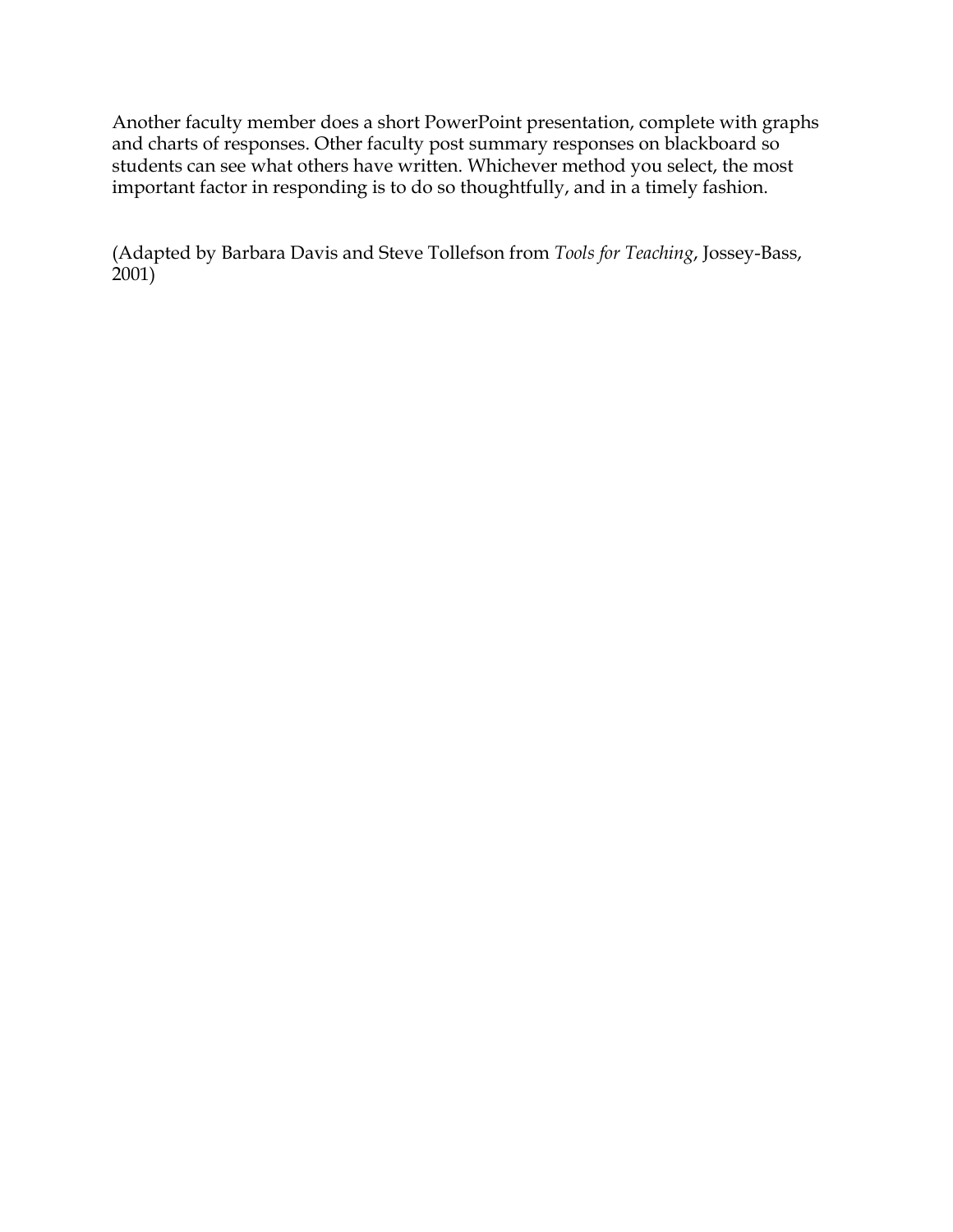Another faculty member does a short PowerPoint presentation, complete with graphs and charts of responses. Other faculty post summary responses on blackboard so students can see what others have written. Whichever method you select, the most important factor in responding is to do so thoughtfully, and in a timely fashion.

(Adapted by Barbara Davis and Steve Tollefson from *Tools for Teaching*, Jossey-Bass, 2001)